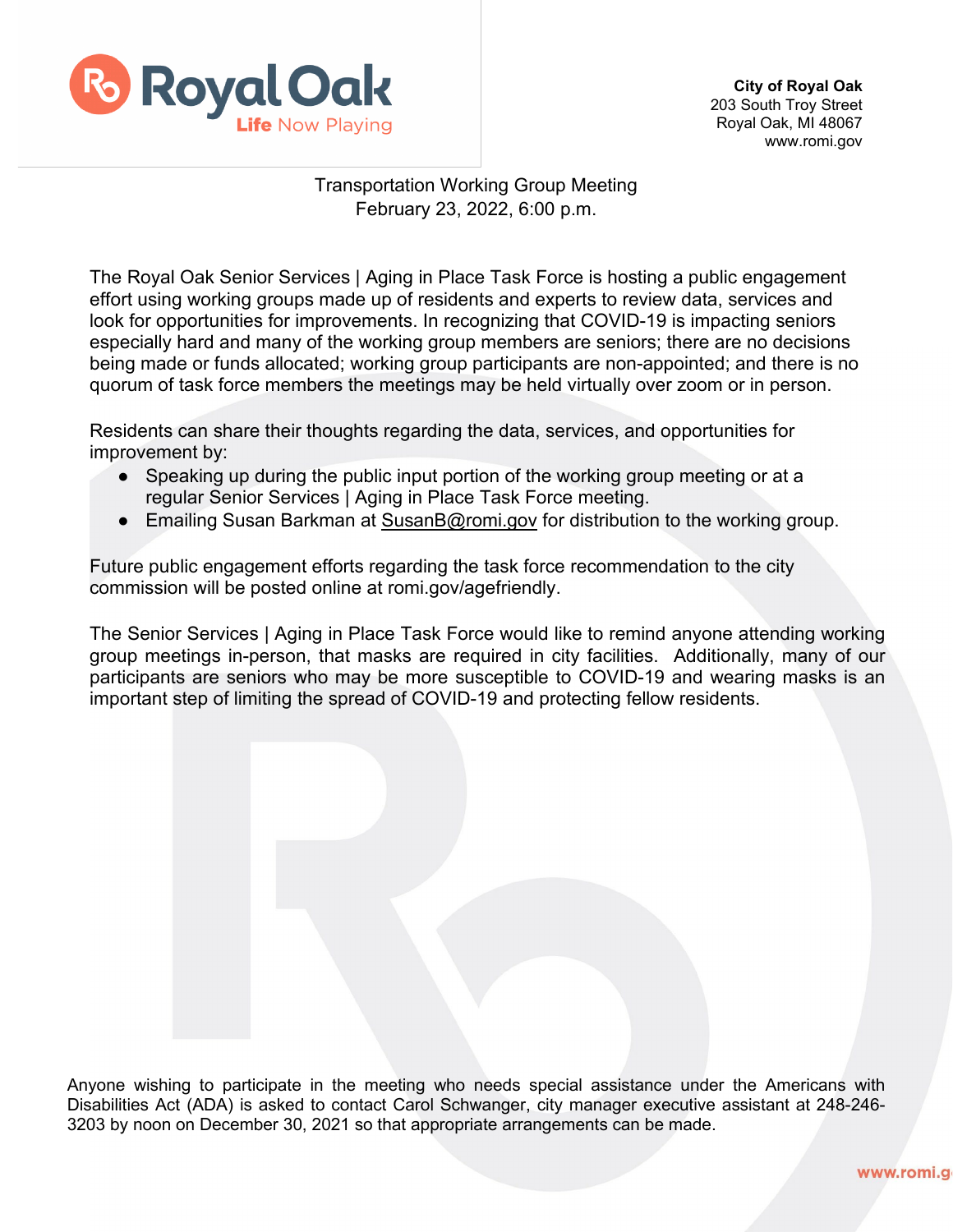Royal Oak
Life Now Playing

**City of Royal Oak**
203 South Troy Street
Royal Oak, MI 48067
www.romi.gov

Transportation Working Group Meeting
February 23, 2022, 6:00 p.m.

The Royal Oak Senior Services | Aging in Place Task Force is hosting a public engagement effort using working groups made up of residents and experts to review data, services and look for opportunities for improvements. In recognizing that COVID-19 is impacting seniors especially hard and many of the working group members are seniors; there are no decisions being made or funds allocated; working group participants are non-appointed; and there is no quorum of task force members the meetings may be held virtually over zoom or in person.

Residents can share their thoughts regarding the data, services, and opportunities for improvement by:

- Speaking up during the public input portion of the working group meeting or at a regular Senior Services | Aging in Place Task Force meeting.
- Emailing Susan Barkman at SusanB@romi.gov for distribution to the working group.

Future public engagement efforts regarding the task force recommendation to the city commission will be posted online at romi.gov/agefriendly.

The Senior Services | Aging in Place Task Force would like to remind anyone attending working group meetings in-person, that masks are required in city facilities. Additionally, many of our participants are seniors who may be more susceptible to COVID-19 and wearing masks is an important step of limiting the spread of COVID-19 and protecting fellow residents.

Anyone wishing to participate in the meeting who needs special assistance under the Americans with Disabilities Act (ADA) is asked to contact Carol Schwanger, city manager executive assistant at 248-246-3203 by noon on December 30, 2021 so that appropriate arrangements can be made.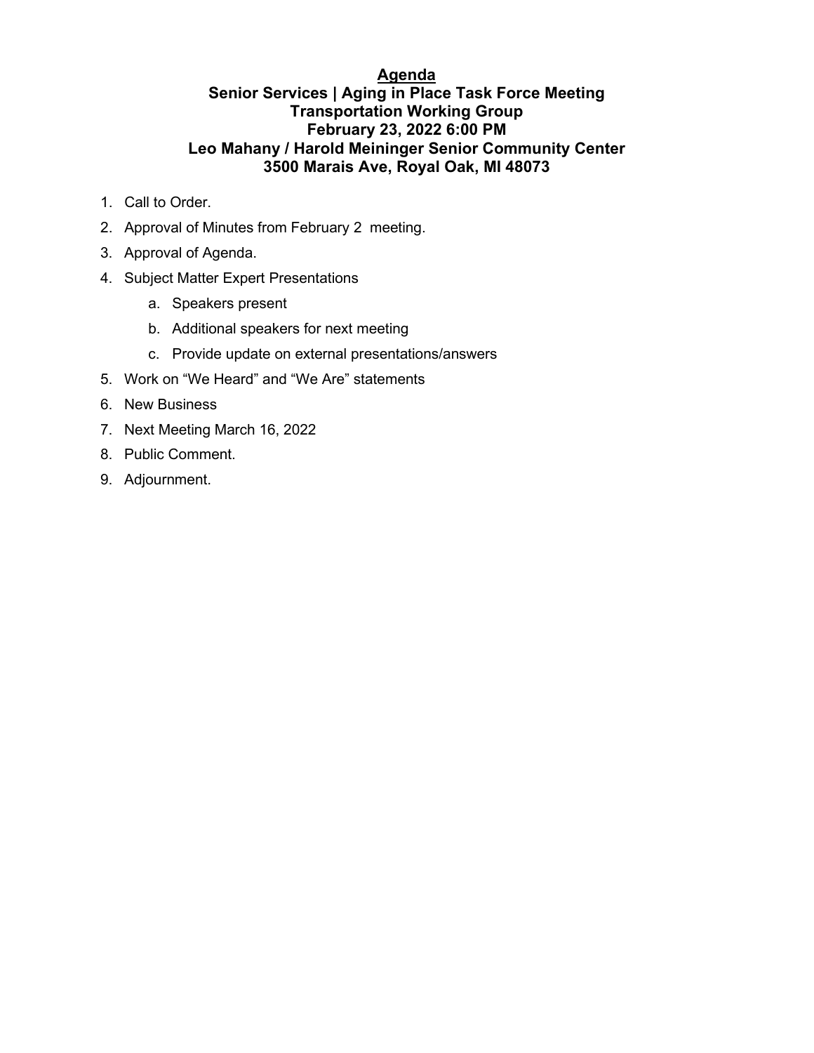# Agenda

## Senior Services | Aging in Place Task Force Meeting
## Transportation Working Group
## February 23, 2022 6:00 PM
## Leo Mahany / Harold Meininger Senior Community Center
## 3500 Marais Ave, Royal Oak, MI 48073

1. Call to Order.
2. Approval of Minutes from February 2 meeting.
3. Approval of Agenda.
4. Subject Matter Expert Presentations
    a. Speakers present
    b. Additional speakers for next meeting
    c. Provide update on external presentations/answers
5. Work on "We Heard" and "We Are" statements
6. New Business
7. Next Meeting March 16, 2022
8. Public Comment.
9. Adjournment.